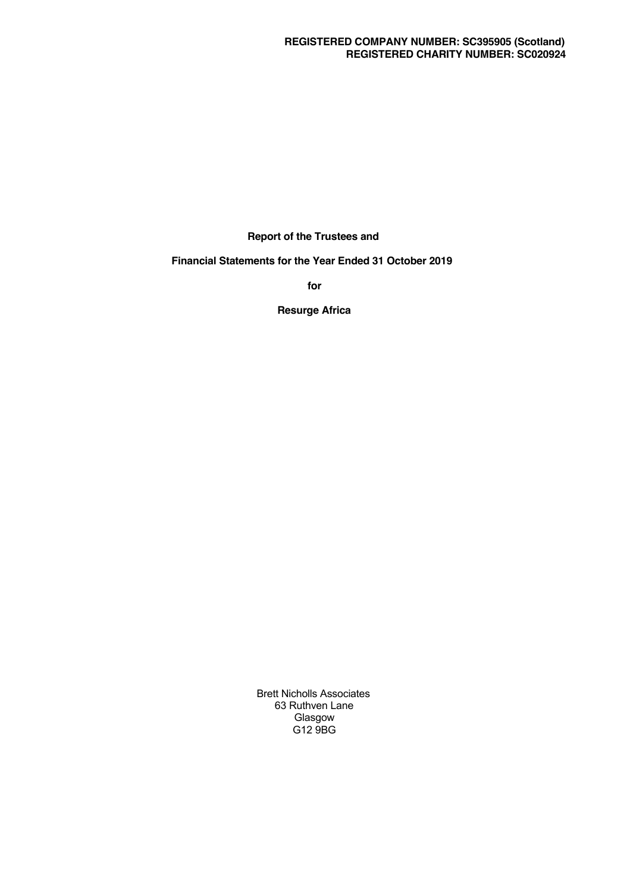**REGISTERED COMPANY NUMBER: SC395905 (Scotland)**
**REGISTERED CHARITY NUMBER: SC020924**

**Report of the Trustees and**

**Financial Statements for the Year Ended 31 October 2019**

**for**

**Resurge Africa**

Brett Nicholls Associates
63 Ruthven Lane
Glasgow
G12 9BG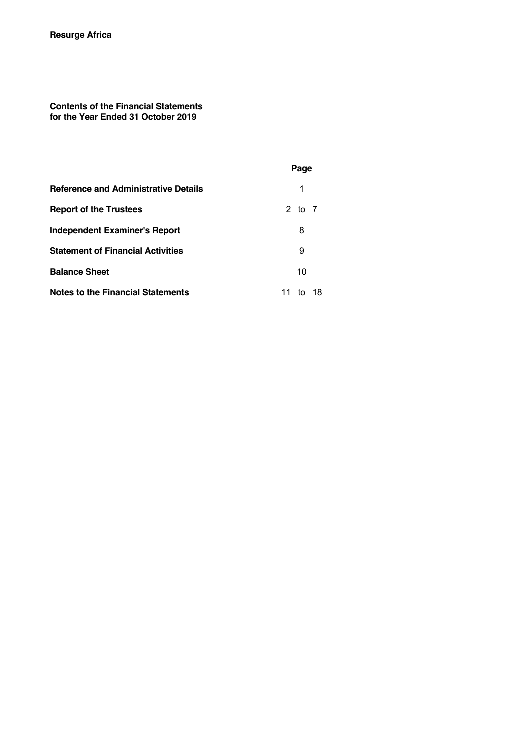**Resurge Africa**

**Contents of the Financial Statements**
**for the Year Ended 31 October 2019**

| | **Page** |
|---|---|
| **Reference and Administrative Details** | 1 |
| **Report of the Trustees** | 2 to 7 |
| **Independent Examiner's Report** | 8 |
| **Statement of Financial Activities** | 9 |
| **Balance Sheet** | 10 |
| **Notes to the Financial Statements** | 11 to 18 |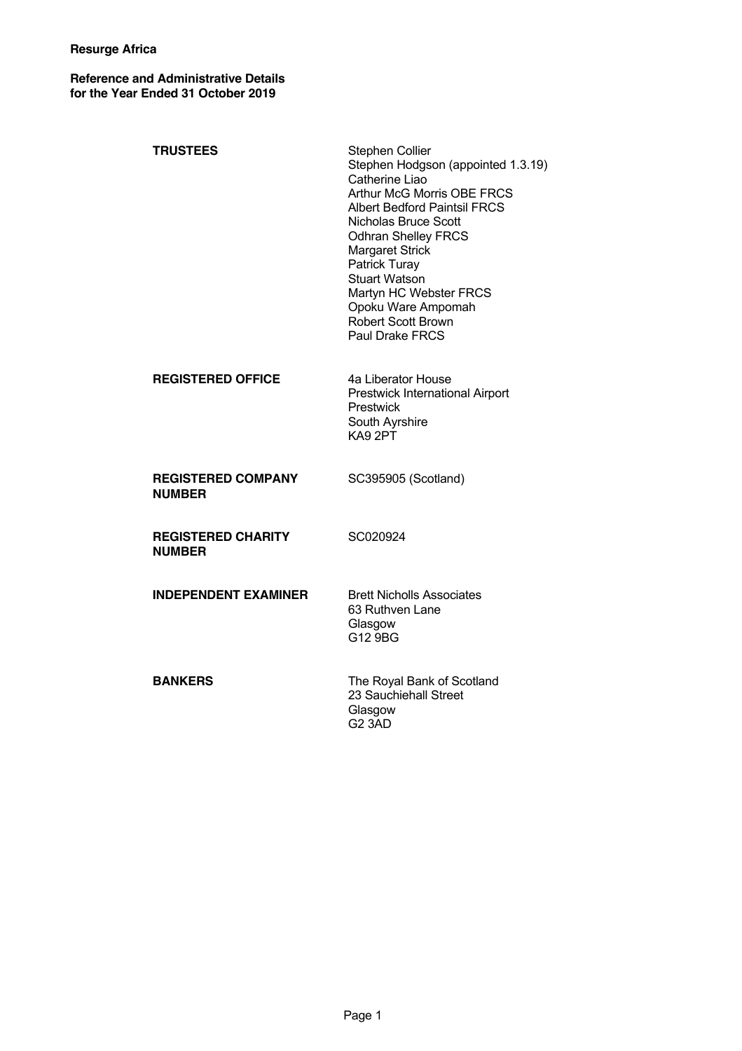**Resurge Africa**

**Reference and Administrative Details for the Year Ended 31 October 2019**

| | |
|---|---|
| **TRUSTEES** | Stephen Collier<br>Stephen Hodgson (appointed 1.3.19)<br>Catherine Liao<br>Arthur McG Morris OBE FRCS<br>Albert Bedford Paintsil FRCS<br>Nicholas Bruce Scott<br>Odhran Shelley FRCS<br>Margaret Strick<br>Patrick Turay<br>Stuart Watson<br>Martyn HC Webster FRCS<br>Opoku Ware Ampomah<br>Robert Scott Brown<br>Paul Drake FRCS |
| **REGISTERED OFFICE** | 4a Liberator House<br>Prestwick International Airport<br>Prestwick<br>South Ayrshire<br>KA9 2PT |
| **REGISTERED COMPANY NUMBER** | SC395905 (Scotland) |
| **REGISTERED CHARITY NUMBER** | SC020924 |
| **INDEPENDENT EXAMINER** | Brett Nicholls Associates<br>63 Ruthven Lane<br>Glasgow<br>G12 9BG |
| **BANKERS** | The Royal Bank of Scotland<br>23 Sauchiehall Street<br>Glasgow<br>G2 3AD |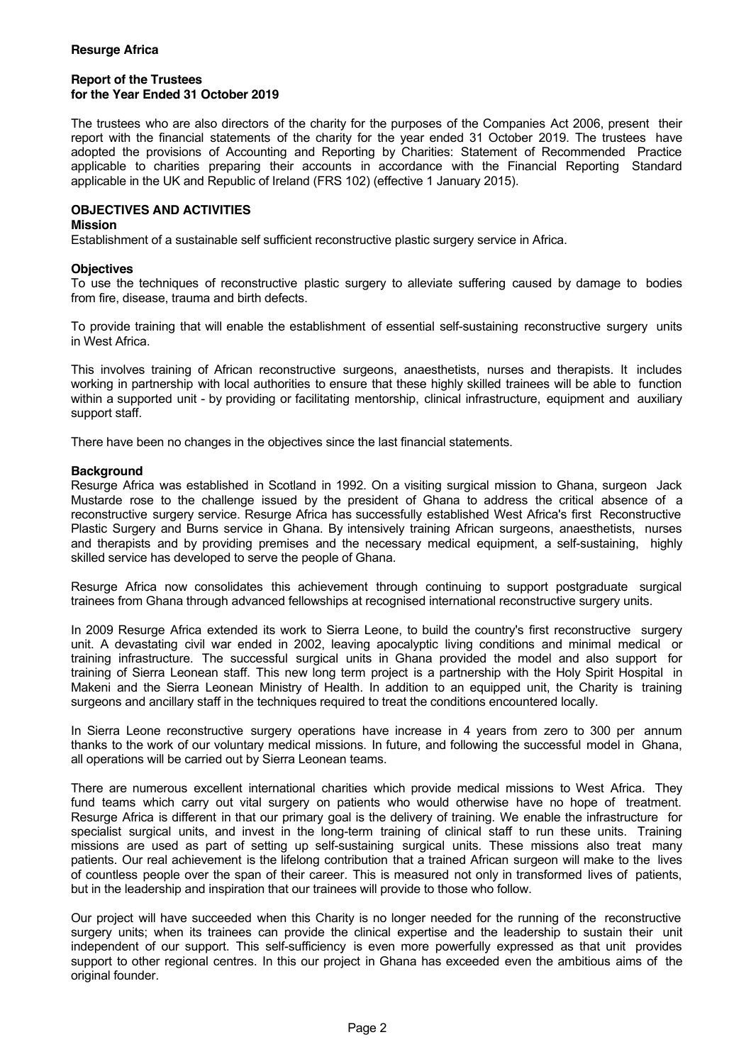**Resurge Africa**

**Report of the Trustees**
**for the Year Ended 31 October 2019**

The trustees who are also directors of the charity for the purposes of the Companies Act 2006, present their report with the financial statements of the charity for the year ended 31 October 2019. The trustees have adopted the provisions of Accounting and Reporting by Charities: Statement of Recommended Practice applicable to charities preparing their accounts in accordance with the Financial Reporting Standard applicable in the UK and Republic of Ireland (FRS 102) (effective 1 January 2015).

## OBJECTIVES AND ACTIVITIES

### Mission

Establishment of a sustainable self sufficient reconstructive plastic surgery service in Africa.

### Objectives

To use the techniques of reconstructive plastic surgery to alleviate suffering caused by damage to bodies from fire, disease, trauma and birth defects.

To provide training that will enable the establishment of essential self-sustaining reconstructive surgery units in West Africa.

This involves training of African reconstructive surgeons, anaesthetists, nurses and therapists. It includes working in partnership with local authorities to ensure that these highly skilled trainees will be able to function within a supported unit - by providing or facilitating mentorship, clinical infrastructure, equipment and auxiliary support staff.

There have been no changes in the objectives since the last financial statements.

### Background

Resurge Africa was established in Scotland in 1992. On a visiting surgical mission to Ghana, surgeon Jack Mustarde rose to the challenge issued by the president of Ghana to address the critical absence of a reconstructive surgery service. Resurge Africa has successfully established West Africa's first Reconstructive Plastic Surgery and Burns service in Ghana. By intensively training African surgeons, anaesthetists, nurses and therapists and by providing premises and the necessary medical equipment, a self-sustaining, highly skilled service has developed to serve the people of Ghana.

Resurge Africa now consolidates this achievement through continuing to support postgraduate surgical trainees from Ghana through advanced fellowships at recognised international reconstructive surgery units.

In 2009 Resurge Africa extended its work to Sierra Leone, to build the country's first reconstructive surgery unit. A devastating civil war ended in 2002, leaving apocalyptic living conditions and minimal medical or training infrastructure. The successful surgical units in Ghana provided the model and also support for training of Sierra Leonean staff. This new long term project is a partnership with the Holy Spirit Hospital in Makeni and the Sierra Leonean Ministry of Health. In addition to an equipped unit, the Charity is training surgeons and ancillary staff in the techniques required to treat the conditions encountered locally.

In Sierra Leone reconstructive surgery operations have increase in 4 years from zero to 300 per annum thanks to the work of our voluntary medical missions. In future, and following the successful model in Ghana, all operations will be carried out by Sierra Leonean teams.

There are numerous excellent international charities which provide medical missions to West Africa. They fund teams which carry out vital surgery on patients who would otherwise have no hope of treatment. Resurge Africa is different in that our primary goal is the delivery of training. We enable the infrastructure for specialist surgical units, and invest in the long-term training of clinical staff to run these units. Training missions are used as part of setting up self-sustaining surgical units. These missions also treat many patients. Our real achievement is the lifelong contribution that a trained African surgeon will make to the lives of countless people over the span of their career. This is measured not only in transformed lives of patients, but in the leadership and inspiration that our trainees will provide to those who follow.

Our project will have succeeded when this Charity is no longer needed for the running of the reconstructive surgery units; when its trainees can provide the clinical expertise and the leadership to sustain their unit independent of our support. This self-sufficiency is even more powerfully expressed as that unit provides support to other regional centres. In this our project in Ghana has exceeded even the ambitious aims of the original founder.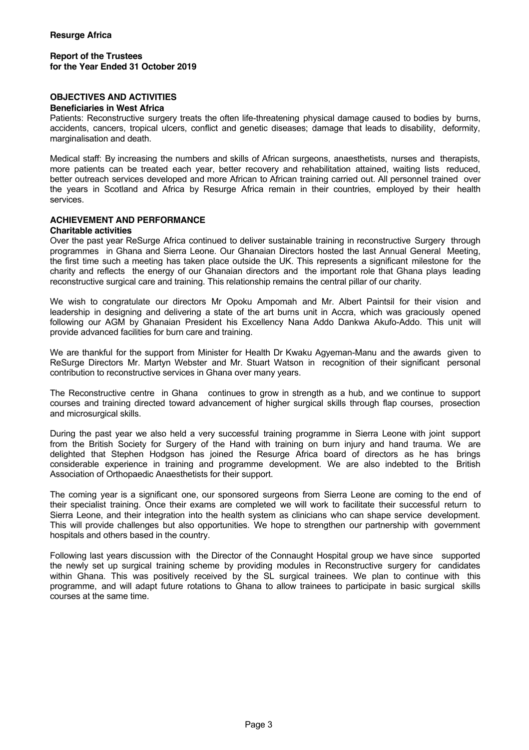**Resurge Africa**

**Report of the Trustees**
**for the Year Ended 31 October 2019**

## OBJECTIVES AND ACTIVITIES

### Beneficiaries in West Africa

Patients: Reconstructive surgery treats the often life-threatening physical damage caused to bodies by burns, accidents, cancers, tropical ulcers, conflict and genetic diseases; damage that leads to disability, deformity, marginalisation and death.

Medical staff: By increasing the numbers and skills of African surgeons, anaesthetists, nurses and therapists, more patients can be treated each year, better recovery and rehabilitation attained, waiting lists reduced, better outreach services developed and more African to African training carried out. All personnel trained over the years in Scotland and Africa by Resurge Africa remain in their countries, employed by their health services.

## ACHIEVEMENT AND PERFORMANCE

### Charitable activities

Over the past year ReSurge Africa continued to deliver sustainable training in reconstructive Surgery through programmes in Ghana and Sierra Leone. Our Ghanaian Directors hosted the last Annual General Meeting, the first time such a meeting has taken place outside the UK. This represents a significant milestone for the charity and reflects the energy of our Ghanaian directors and the important role that Ghana plays leading reconstructive surgical care and training. This relationship remains the central pillar of our charity.

We wish to congratulate our directors Mr Opoku Ampomah and Mr. Albert Paintsil for their vision and leadership in designing and delivering a state of the art burns unit in Accra, which was graciously opened following our AGM by Ghanaian President his Excellency Nana Addo Dankwa Akufo-Addo. This unit will provide advanced facilities for burn care and training.

We are thankful for the support from Minister for Health Dr Kwaku Agyeman-Manu and the awards given to ReSurge Directors Mr. Martyn Webster and Mr. Stuart Watson in recognition of their significant personal contribution to reconstructive services in Ghana over many years.

The Reconstructive centre in Ghana continues to grow in strength as a hub, and we continue to support courses and training directed toward advancement of higher surgical skills through flap courses, prosection and microsurgical skills.

During the past year we also held a very successful training programme in Sierra Leone with joint support from the British Society for Surgery of the Hand with training on burn injury and hand trauma. We are delighted that Stephen Hodgson has joined the Resurge Africa board of directors as he has brings considerable experience in training and programme development. We are also indebted to the British Association of Orthopaedic Anaesthetists for their support.

The coming year is a significant one, our sponsored surgeons from Sierra Leone are coming to the end of their specialist training. Once their exams are completed we will work to facilitate their successful return to Sierra Leone, and their integration into the health system as clinicians who can shape service development. This will provide challenges but also opportunities. We hope to strengthen our partnership with government hospitals and others based in the country.

Following last years discussion with the Director of the Connaught Hospital group we have since supported the newly set up surgical training scheme by providing modules in Reconstructive surgery for candidates within Ghana. This was positively received by the SL surgical trainees. We plan to continue with this programme, and will adapt future rotations to Ghana to allow trainees to participate in basic surgical skills courses at the same time.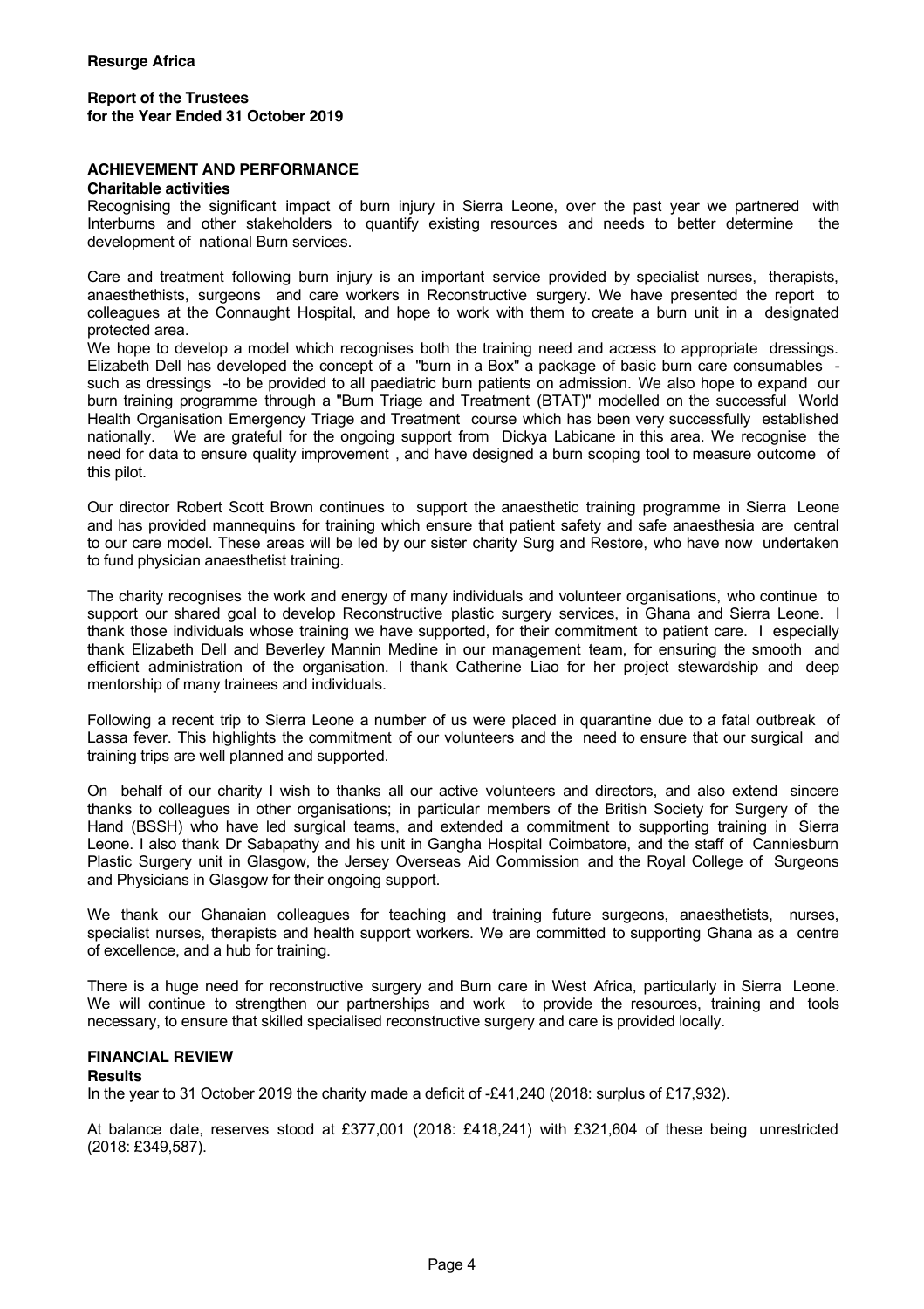**Resurge Africa**

**Report of the Trustees**
**for the Year Ended 31 October 2019**

## ACHIEVEMENT AND PERFORMANCE

### Charitable activities

Recognising the significant impact of burn injury in Sierra Leone, over the past year we partnered with Interburns and other stakeholders to quantify existing resources and needs to better determine the development of national Burn services.

Care and treatment following burn injury is an important service provided by specialist nurses, therapists, anaesthethists, surgeons and care workers in Reconstructive surgery. We have presented the report to colleagues at the Connaught Hospital, and hope to work with them to create a burn unit in a designated protected area.

We hope to develop a model which recognises both the training need and access to appropriate dressings. Elizabeth Dell has developed the concept of a "burn in a Box" a package of basic burn care consumables - such as dressings -to be provided to all paediatric burn patients on admission. We also hope to expand our burn training programme through a "Burn Triage and Treatment (BTAT)" modelled on the successful World Health Organisation Emergency Triage and Treatment course which has been very successfully established nationally. We are grateful for the ongoing support from Dickya Labicane in this area. We recognise the need for data to ensure quality improvement , and have designed a burn scoping tool to measure outcome of this pilot.

Our director Robert Scott Brown continues to support the anaesthetic training programme in Sierra Leone and has provided mannequins for training which ensure that patient safety and safe anaesthesia are central to our care model. These areas will be led by our sister charity Surg and Restore, who have now undertaken to fund physician anaesthetist training.

The charity recognises the work and energy of many individuals and volunteer organisations, who continue to support our shared goal to develop Reconstructive plastic surgery services, in Ghana and Sierra Leone. I thank those individuals whose training we have supported, for their commitment to patient care. I especially thank Elizabeth Dell and Beverley Mannin Medine in our management team, for ensuring the smooth and efficient administration of the organisation. I thank Catherine Liao for her project stewardship and deep mentorship of many trainees and individuals.

Following a recent trip to Sierra Leone a number of us were placed in quarantine due to a fatal outbreak of Lassa fever. This highlights the commitment of our volunteers and the need to ensure that our surgical and training trips are well planned and supported.

On behalf of our charity I wish to thanks all our active volunteers and directors, and also extend sincere thanks to colleagues in other organisations; in particular members of the British Society for Surgery of the Hand (BSSH) who have led surgical teams, and extended a commitment to supporting training in Sierra Leone. I also thank Dr Sabapathy and his unit in Gangha Hospital Coimbatore, and the staff of Canniesburn Plastic Surgery unit in Glasgow, the Jersey Overseas Aid Commission and the Royal College of Surgeons and Physicians in Glasgow for their ongoing support.

We thank our Ghanaian colleagues for teaching and training future surgeons, anaesthetists, nurses, specialist nurses, therapists and health support workers. We are committed to supporting Ghana as a centre of excellence, and a hub for training.

There is a huge need for reconstructive surgery and Burn care in West Africa, particularly in Sierra Leone. We will continue to strengthen our partnerships and work to provide the resources, training and tools necessary, to ensure that skilled specialised reconstructive surgery and care is provided locally.

## FINANCIAL REVIEW

### Results

In the year to 31 October 2019 the charity made a deficit of -£41,240 (2018: surplus of £17,932).

At balance date, reserves stood at £377,001 (2018: £418,241) with £321,604 of these being unrestricted (2018: £349,587).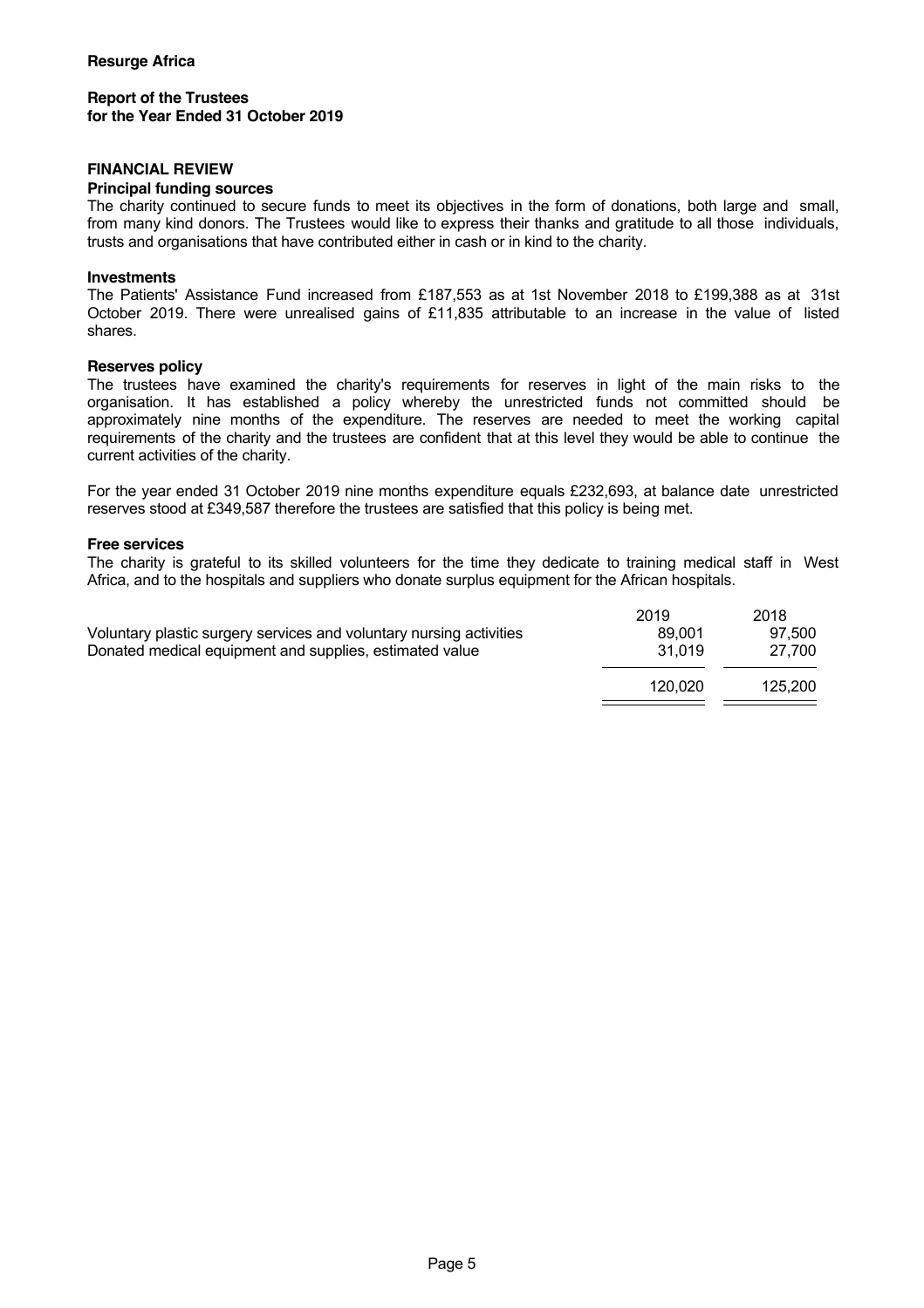**Resurge Africa**

**Report of the Trustees**
**for the Year Ended 31 October 2019**

## FINANCIAL REVIEW

### Principal funding sources

The charity continued to secure funds to meet its objectives in the form of donations, both large and small, from many kind donors. The Trustees would like to express their thanks and gratitude to all those individuals, trusts and organisations that have contributed either in cash or in kind to the charity.

### Investments

The Patients' Assistance Fund increased from £187,553 as at 1st November 2018 to £199,388 as at 31st October 2019. There were unrealised gains of £11,835 attributable to an increase in the value of listed shares.

### Reserves policy

The trustees have examined the charity's requirements for reserves in light of the main risks to the organisation. It has established a policy whereby the unrestricted funds not committed should be approximately nine months of the expenditure. The reserves are needed to meet the working capital requirements of the charity and the trustees are confident that at this level they would be able to continue the current activities of the charity.

For the year ended 31 October 2019 nine months expenditure equals £232,693, at balance date unrestricted reserves stood at £349,587 therefore the trustees are satisfied that this policy is being met.

### Free services

The charity is grateful to its skilled volunteers for the time they dedicate to training medical staff in West Africa, and to the hospitals and suppliers who donate surplus equipment for the African hospitals.

| | 2019 | 2018 |
|---|---|---|
| Voluntary plastic surgery services and voluntary nursing activities | 89,001 | 97,500 |
| Donated medical equipment and supplies, estimated value | 31,019 | 27,700 |
| | 120,020 | 125,200 |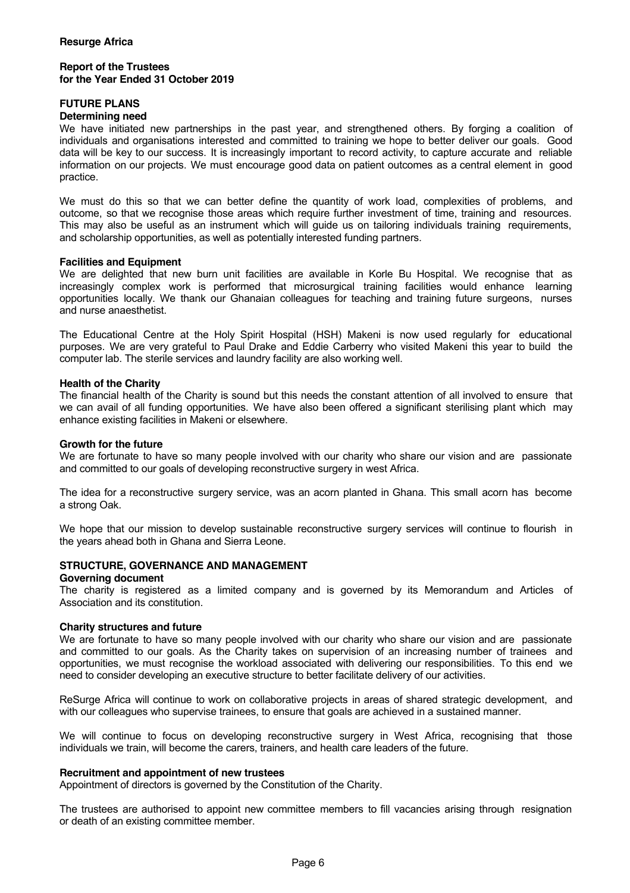## FUTURE PLANS

### Determining need

We have initiated new partnerships in the past year, and strengthened others. By forging a coalition of individuals and organisations interested and committed to training we hope to better deliver our goals. Good data will be key to our success. It is increasingly important to record activity, to capture accurate and reliable information on our projects. We must encourage good data on patient outcomes as a central element in good practice.

We must do this so that we can better define the quantity of work load, complexities of problems, and outcome, so that we recognise those areas which require further investment of time, training and resources. This may also be useful as an instrument which will guide us on tailoring individuals training requirements, and scholarship opportunities, as well as potentially interested funding partners.

### Facilities and Equipment

We are delighted that new burn unit facilities are available in Korle Bu Hospital. We recognise that as increasingly complex work is performed that microsurgical training facilities would enhance learning opportunities locally. We thank our Ghanaian colleagues for teaching and training future surgeons, nurses and nurse anaesthetist.

The Educational Centre at the Holy Spirit Hospital (HSH) Makeni is now used regularly for educational purposes. We are very grateful to Paul Drake and Eddie Carberry who visited Makeni this year to build the computer lab. The sterile services and laundry facility are also working well.

### Health of the Charity

The financial health of the Charity is sound but this needs the constant attention of all involved to ensure that we can avail of all funding opportunities. We have also been offered a significant sterilising plant which may enhance existing facilities in Makeni or elsewhere.

### Growth for the future

We are fortunate to have so many people involved with our charity who share our vision and are passionate and committed to our goals of developing reconstructive surgery in west Africa.

The idea for a reconstructive surgery service, was an acorn planted in Ghana. This small acorn has become a strong Oak.

We hope that our mission to develop sustainable reconstructive surgery services will continue to flourish in the years ahead both in Ghana and Sierra Leone.

## STRUCTURE, GOVERNANCE AND MANAGEMENT

### Governing document

The charity is registered as a limited company and is governed by its Memorandum and Articles of Association and its constitution.

### Charity structures and future

We are fortunate to have so many people involved with our charity who share our vision and are passionate and committed to our goals. As the Charity takes on supervision of an increasing number of trainees and opportunities, we must recognise the workload associated with delivering our responsibilities. To this end we need to consider developing an executive structure to better facilitate delivery of our activities.

ReSurge Africa will continue to work on collaborative projects in areas of shared strategic development, and with our colleagues who supervise trainees, to ensure that goals are achieved in a sustained manner.

We will continue to focus on developing reconstructive surgery in West Africa, recognising that those individuals we train, will become the carers, trainers, and health care leaders of the future.

### Recruitment and appointment of new trustees

Appointment of directors is governed by the Constitution of the Charity.

The trustees are authorised to appoint new committee members to fill vacancies arising through resignation or death of an existing committee member.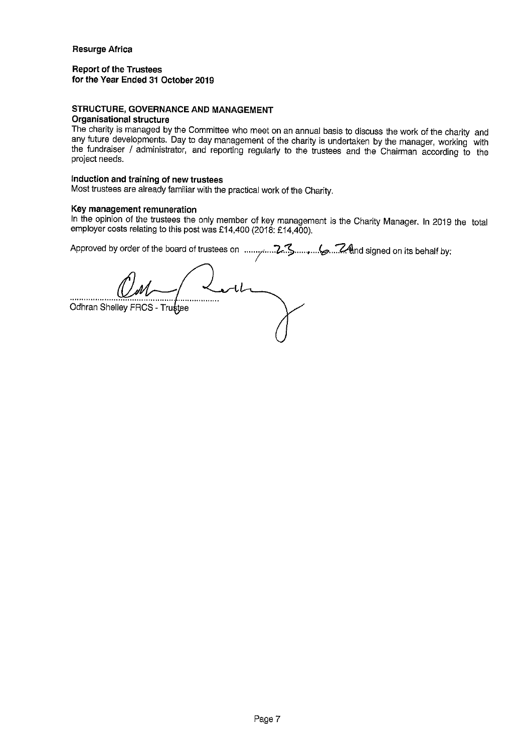**Resurge Africa**

**Report of the Trustees**
**for the Year Ended 31 October 2019**

## STRUCTURE, GOVERNANCE AND MANAGEMENT

### Organisational structure

The charity is managed by the Committee who meet on an annual basis to discuss the work of the charity and any future developments. Day to day management of the charity is undertaken by the manager, working with the fundraiser / administrator, and reporting regularly to the trustees and the Chairman according to the project needs.

### Induction and training of new trustees

Most trustees are already familiar with the practical work of the Charity.

### Key management remuneration

In the opinion of the trustees the only member of key management is the Charity Manager. In 2019 the total employer costs relating to this post was £14,400 (2018: £14,400).

Approved by order of the board of trustees on ...23...6...20... and signed on its behalf by:

.............................................................

Odhran Shelley FRCS - Trustee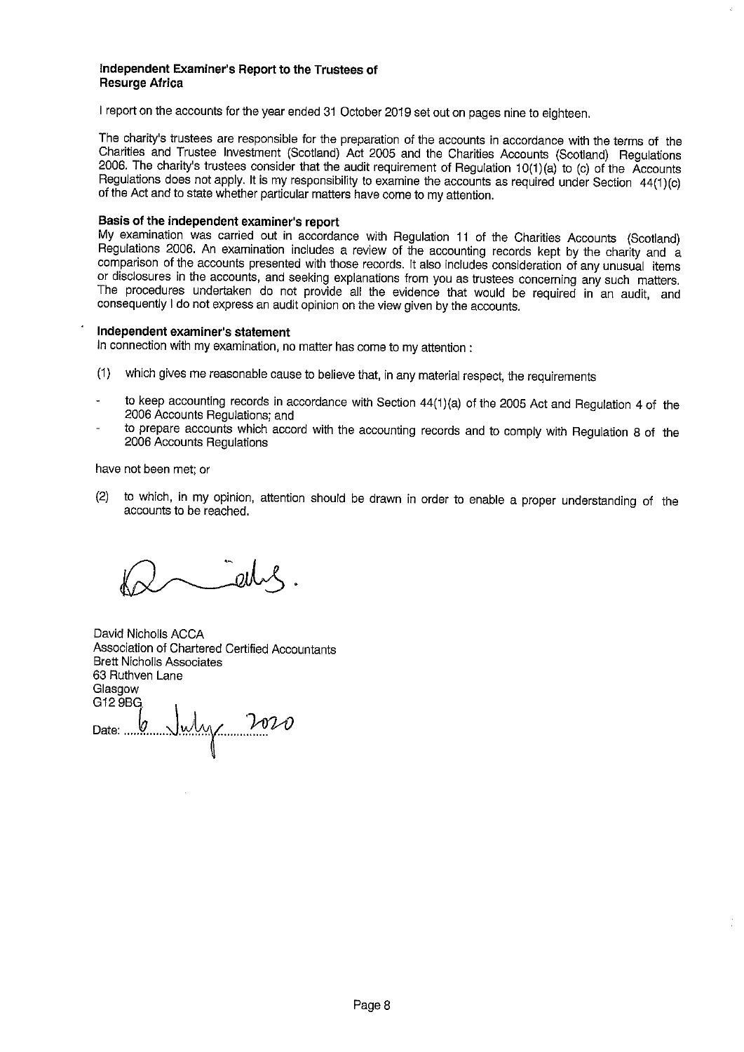**Independent Examiner's Report to the Trustees of**
**Resurge Africa**

I report on the accounts for the year ended 31 October 2019 set out on pages nine to eighteen.

The charity's trustees are responsible for the preparation of the accounts in accordance with the terms of the Charities and Trustee Investment (Scotland) Act 2005 and the Charities Accounts (Scotland) Regulations 2006. The charity's trustees consider that the audit requirement of Regulation 10(1)(a) to (c) of the Accounts Regulations does not apply. It is my responsibility to examine the accounts as required under Section 44(1)(c) of the Act and to state whether particular matters have come to my attention.

**Basis of the independent examiner's report**

My examination was carried out in accordance with Regulation 11 of the Charities Accounts (Scotland) Regulations 2006. An examination includes a review of the accounting records kept by the charity and a comparison of the accounts presented with those records. It also includes consideration of any unusual items or disclosures in the accounts, and seeking explanations from you as trustees concerning any such matters. The procedures undertaken do not provide all the evidence that would be required in an audit, and consequently I do not express an audit opinion on the view given by the accounts.

**Independent examiner's statement**

In connection with my examination, no matter has come to my attention :

(1) which gives me reasonable cause to believe that, in any material respect, the requirements

- to keep accounting records in accordance with Section 44(1)(a) of the 2005 Act and Regulation 4 of the 2006 Accounts Regulations; and
- to prepare accounts which accord with the accounting records and to comply with Regulation 8 of the 2006 Accounts Regulations

have not been met; or

(2) to which, in my opinion, attention should be drawn in order to enable a proper understanding of the accounts to be reached.

David Nicholls ACCA
Association of Chartered Certified Accountants
Brett Nicholls Associates
63 Ruthven Lane
Glasgow
G12 9BG

Date: 6 July 2020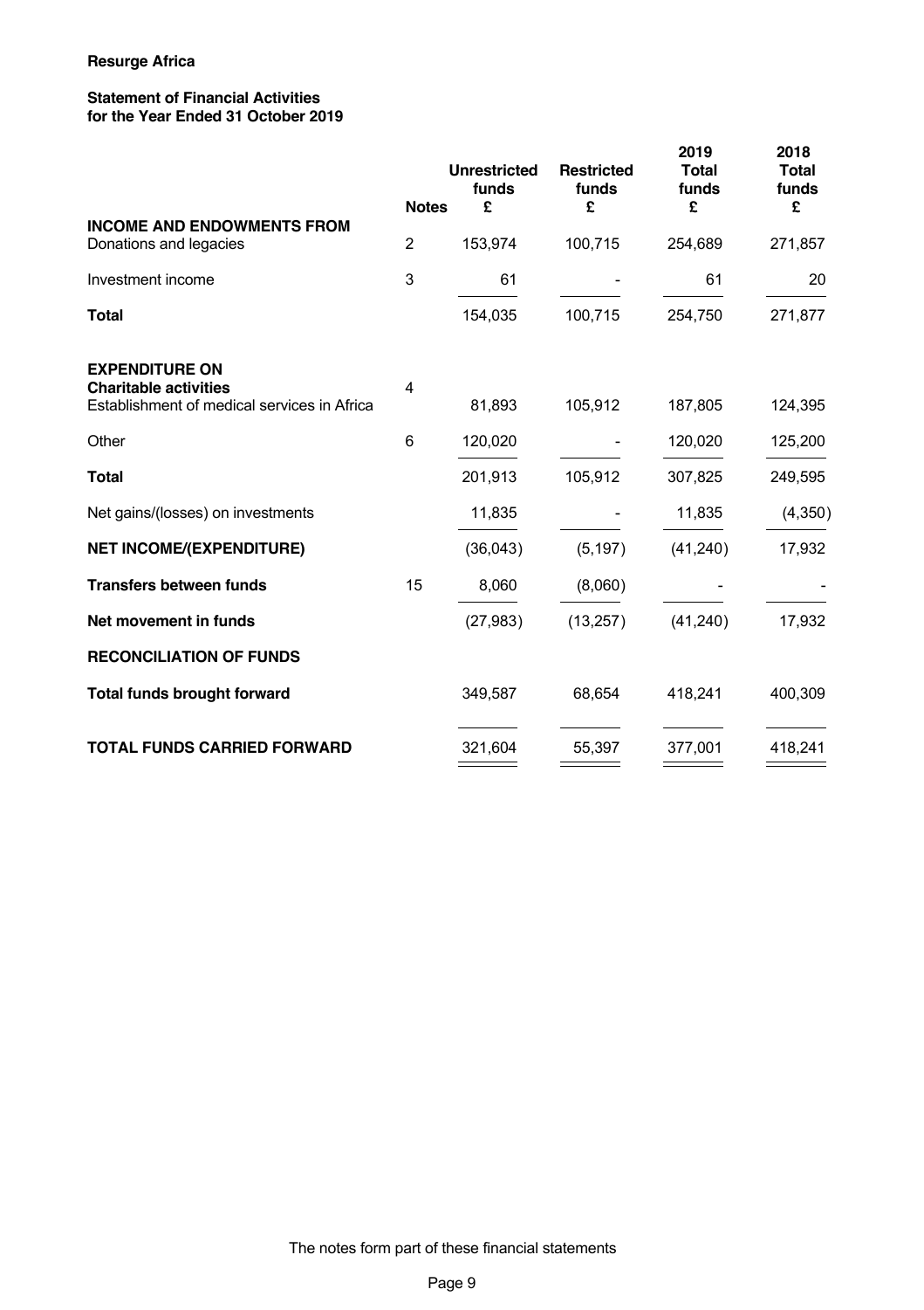**Resurge Africa**

**Statement of Financial Activities**
**for the Year Ended 31 October 2019**

| | Notes | Unrestricted funds £ | Restricted funds £ | 2019 Total funds £ | 2018 Total funds £ |
|---|---|---|---|---|---|
| **INCOME AND ENDOWMENTS FROM** | | | | | |
| Donations and legacies | 2 | 153,974 | 100,715 | 254,689 | 271,857 |
| Investment income | 3 | 61 | - | 61 | 20 |
| **Total** | | 154,035 | 100,715 | 254,750 | 271,877 |
| **EXPENDITURE ON** | | | | | |
| **Charitable activities** | 4 | | | | |
| Establishment of medical services in Africa | | 81,893 | 105,912 | 187,805 | 124,395 |
| Other | 6 | 120,020 | - | 120,020 | 125,200 |
| **Total** | | 201,913 | 105,912 | 307,825 | 249,595 |
| Net gains/(losses) on investments | | 11,835 | - | 11,835 | (4,350) |
| **NET INCOME/(EXPENDITURE)** | | (36,043) | (5,197) | (41,240) | 17,932 |
| **Transfers between funds** | 15 | 8,060 | (8,060) | - | - |
| **Net movement in funds** | | (27,983) | (13,257) | (41,240) | 17,932 |
| **RECONCILIATION OF FUNDS** | | | | | |
| **Total funds brought forward** | | 349,587 | 68,654 | 418,241 | 400,309 |
| **TOTAL FUNDS CARRIED FORWARD** | | 321,604 | 55,397 | 377,001 | 418,241 |

The notes form part of these financial statements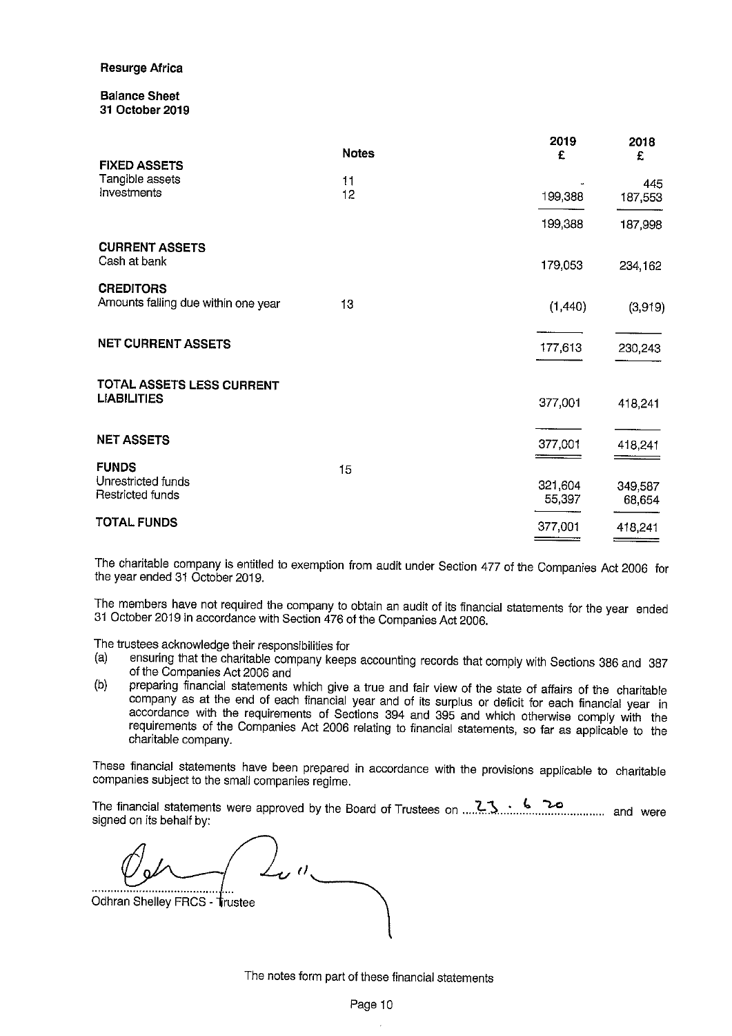**Resurge Africa**

**Balance Sheet**
**31 October 2019**

| | Notes | 2019 £ | 2018 £ |
|---|---|---|---|
| **FIXED ASSETS** | | | |
| Tangible assets | 11 | - | 445 |
| Investments | 12 | 199,388 | 187,553 |
| | | 199,388 | 187,998 |
| **CURRENT ASSETS** | | | |
| Cash at bank | | 179,053 | 234,162 |
| **CREDITORS** | | | |
| Amounts falling due within one year | 13 | (1,440) | (3,919) |
| **NET CURRENT ASSETS** | | 177,613 | 230,243 |
| **TOTAL ASSETS LESS CURRENT LIABILITIES** | | 377,001 | 418,241 |
| **NET ASSETS** | | 377,001 | 418,241 |
| **FUNDS** | 15 | | |
| Unrestricted funds | | 321,604 | 349,587 |
| Restricted funds | | 55,397 | 68,654 |
| **TOTAL FUNDS** | | 377,001 | 418,241 |

The charitable company is entitled to exemption from audit under Section 477 of the Companies Act 2006 for the year ended 31 October 2019.

The members have not required the company to obtain an audit of its financial statements for the year ended 31 October 2019 in accordance with Section 476 of the Companies Act 2006.

The trustees acknowledge their responsibilities for

(a) ensuring that the charitable company keeps accounting records that comply with Sections 386 and 387 of the Companies Act 2006 and

(b) preparing financial statements which give a true and fair view of the state of affairs of the charitable company as at the end of each financial year and of its surplus or deficit for each financial year in accordance with the requirements of Sections 394 and 395 and which otherwise comply with the requirements of the Companies Act 2006 relating to financial statements, so far as applicable to the charitable company.

These financial statements have been prepared in accordance with the provisions applicable to charitable companies subject to the small companies regime.

The financial statements were approved by the Board of Trustees on 23 . 6 20 and were signed on its behalf by:

.............................................
Odhran Shelley FRCS - Trustee

The notes form part of these financial statements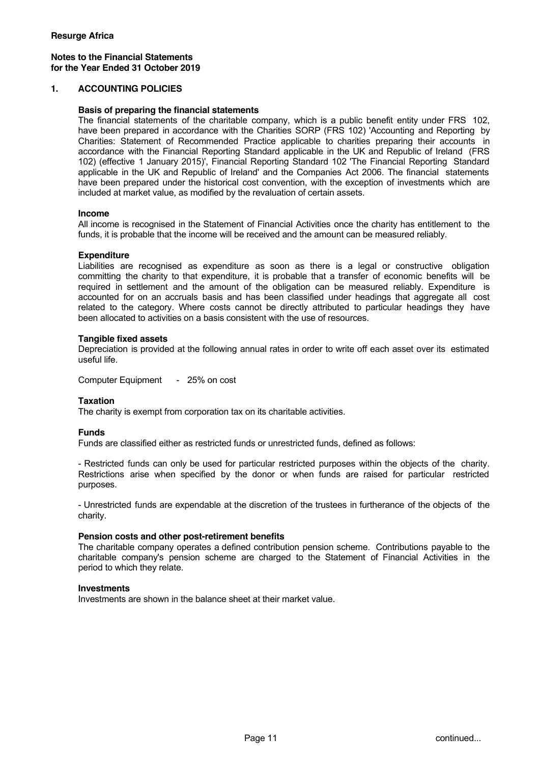**Resurge Africa**

**Notes to the Financial Statements for the Year Ended 31 October 2019**

## 1. ACCOUNTING POLICIES

### Basis of preparing the financial statements

The financial statements of the charitable company, which is a public benefit entity under FRS 102, have been prepared in accordance with the Charities SORP (FRS 102) 'Accounting and Reporting by Charities: Statement of Recommended Practice applicable to charities preparing their accounts in accordance with the Financial Reporting Standard applicable in the UK and Republic of Ireland (FRS 102) (effective 1 January 2015)', Financial Reporting Standard 102 'The Financial Reporting Standard applicable in the UK and Republic of Ireland' and the Companies Act 2006. The financial statements have been prepared under the historical cost convention, with the exception of investments which are included at market value, as modified by the revaluation of certain assets.

### Income

All income is recognised in the Statement of Financial Activities once the charity has entitlement to the funds, it is probable that the income will be received and the amount can be measured reliably.

### Expenditure

Liabilities are recognised as expenditure as soon as there is a legal or constructive obligation committing the charity to that expenditure, it is probable that a transfer of economic benefits will be required in settlement and the amount of the obligation can be measured reliably. Expenditure is accounted for on an accruals basis and has been classified under headings that aggregate all cost related to the category. Where costs cannot be directly attributed to particular headings they have been allocated to activities on a basis consistent with the use of resources.

### Tangible fixed assets

Depreciation is provided at the following annual rates in order to write off each asset over its estimated useful life.

Computer Equipment - 25% on cost

### Taxation

The charity is exempt from corporation tax on its charitable activities.

### Funds

Funds are classified either as restricted funds or unrestricted funds, defined as follows:

- Restricted funds can only be used for particular restricted purposes within the objects of the charity. Restrictions arise when specified by the donor or when funds are raised for particular restricted purposes.

- Unrestricted funds are expendable at the discretion of the trustees in furtherance of the objects of the charity.

### Pension costs and other post-retirement benefits

The charitable company operates a defined contribution pension scheme. Contributions payable to the charitable company's pension scheme are charged to the Statement of Financial Activities in the period to which they relate.

### Investments

Investments are shown in the balance sheet at their market value.

continued...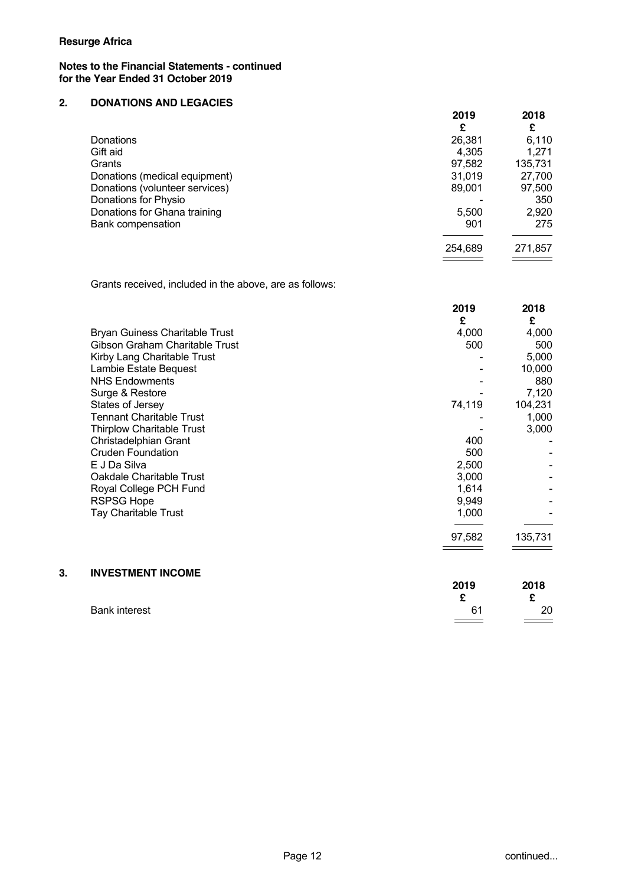**Resurge Africa**

**Notes to the Financial Statements - continued**
**for the Year Ended 31 October 2019**

## 2. DONATIONS AND LEGACIES

| | 2019 | 2018 |
|---|---|---|
| | £ | £ |
| Donations | 26,381 | 6,110 |
| Gift aid | 4,305 | 1,271 |
| Grants | 97,582 | 135,731 |
| Donations (medical equipment) | 31,019 | 27,700 |
| Donations (volunteer services) | 89,001 | 97,500 |
| Donations for Physio | - | 350 |
| Donations for Ghana training | 5,500 | 2,920 |
| Bank compensation | 901 | 275 |
| | 254,689 | 271,857 |

Grants received, included in the above, are as follows:

| | 2019 | 2018 |
|---|---|---|
| | £ | £ |
| Bryan Guiness Charitable Trust | 4,000 | 4,000 |
| Gibson Graham Charitable Trust | 500 | 500 |
| Kirby Lang Charitable Trust | - | 5,000 |
| Lambie Estate Bequest | - | 10,000 |
| NHS Endowments | - | 880 |
| Surge & Restore | - | 7,120 |
| States of Jersey | 74,119 | 104,231 |
| Tennant Charitable Trust | - | 1,000 |
| Thirplow Charitable Trust | - | 3,000 |
| Christadelphian Grant | 400 | - |
| Cruden Foundation | 500 | - |
| E J Da Silva | 2,500 | - |
| Oakdale Charitable Trust | 3,000 | - |
| Royal College PCH Fund | 1,614 | - |
| RSPSG Hope | 9,949 | - |
| Tay Charitable Trust | 1,000 | - |
| | 97,582 | 135,731 |

## 3. INVESTMENT INCOME

| | 2019 | 2018 |
|---|---|---|
| | £ | £ |
| Bank interest | 61 | 20 |

continued...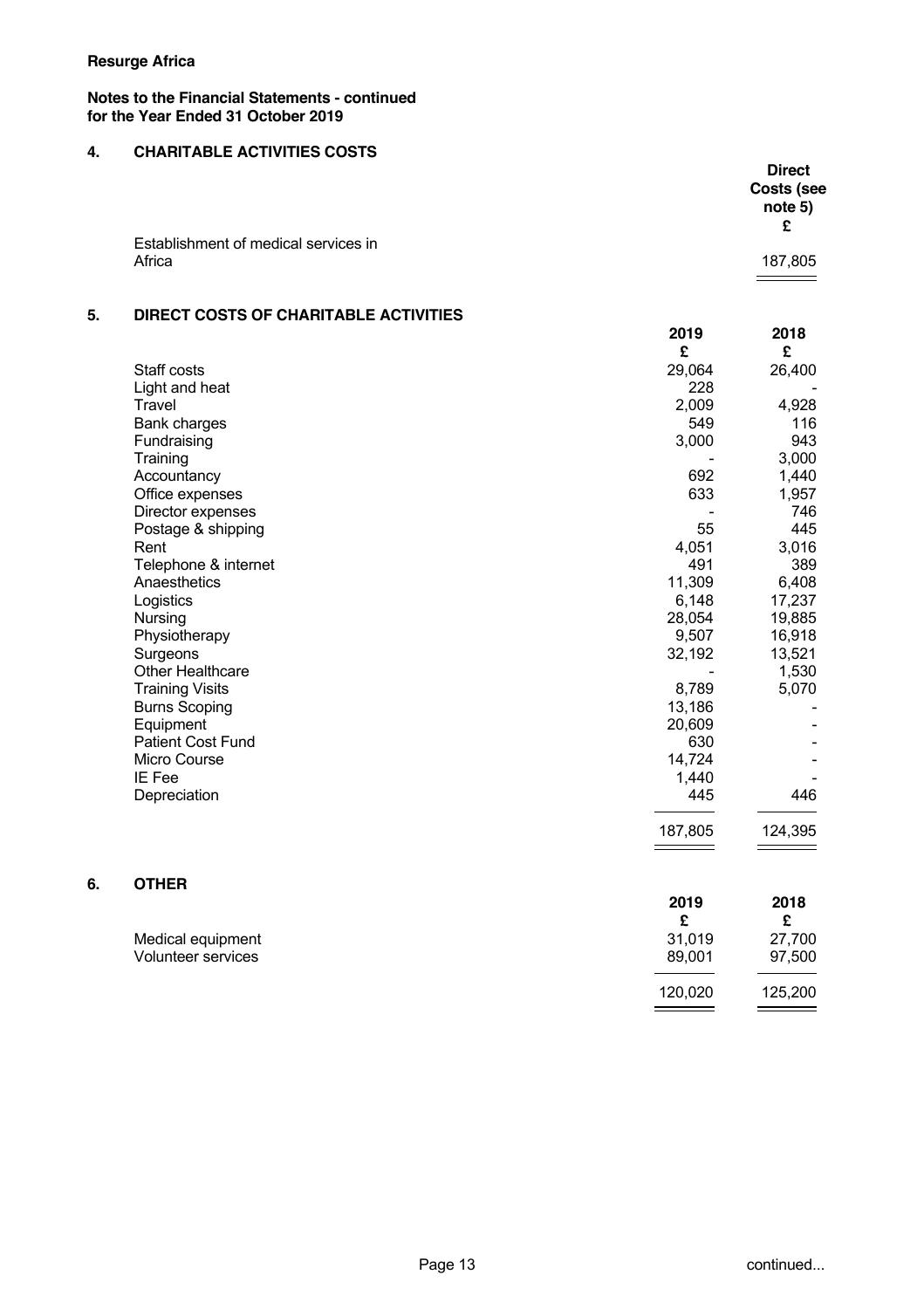**Resurge Africa**

**Notes to the Financial Statements - continued**
**for the Year Ended 31 October 2019**

## 4. CHARITABLE ACTIVITIES COSTS

| | Direct Costs (see note 5) £ |
|---|---|
| Establishment of medical services in Africa | 187,805 |

## 5. DIRECT COSTS OF CHARITABLE ACTIVITIES

| | 2019 £ | 2018 £ |
|---|---|---|
| Staff costs | 29,064 | 26,400 |
| Light and heat | 228 | - |
| Travel | 2,009 | 4,928 |
| Bank charges | 549 | 116 |
| Fundraising | 3,000 | 943 |
| Training | - | 3,000 |
| Accountancy | 692 | 1,440 |
| Office expenses | 633 | 1,957 |
| Director expenses | - | 746 |
| Postage & shipping | 55 | 445 |
| Rent | 4,051 | 3,016 |
| Telephone & internet | 491 | 389 |
| Anaesthetics | 11,309 | 6,408 |
| Logistics | 6,148 | 17,237 |
| Nursing | 28,054 | 19,885 |
| Physiotherapy | 9,507 | 16,918 |
| Surgeons | 32,192 | 13,521 |
| Other Healthcare | - | 1,530 |
| Training Visits | 8,789 | 5,070 |
| Burns Scoping | 13,186 | - |
| Equipment | 20,609 | - |
| Patient Cost Fund | 630 | - |
| Micro Course | 14,724 | - |
| IE Fee | 1,440 | - |
| Depreciation | 445 | 446 |
| | 187,805 | 124,395 |

## 6. OTHER

| | 2019 £ | 2018 £ |
|---|---|---|
| Medical equipment | 31,019 | 27,700 |
| Volunteer services | 89,001 | 97,500 |
| | 120,020 | 125,200 |

continued...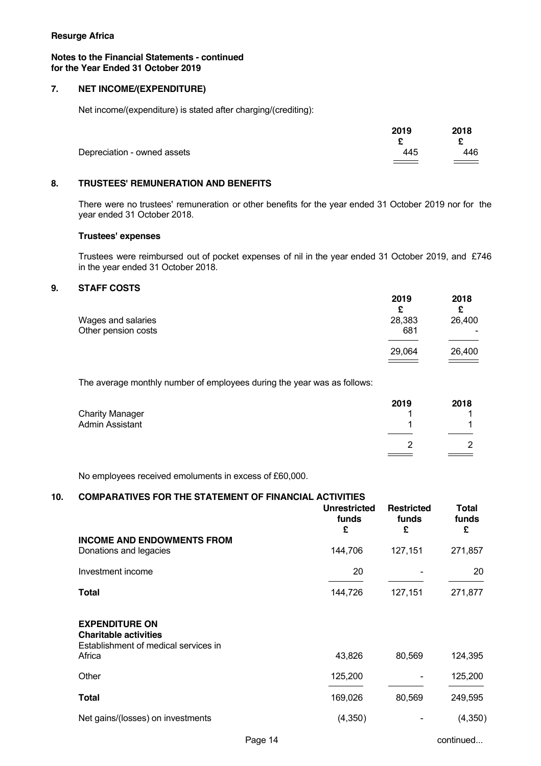**Resurge Africa**

**Notes to the Financial Statements - continued**
**for the Year Ended 31 October 2019**

## 7. NET INCOME/(EXPENDITURE)

Net income/(expenditure) is stated after charging/(crediting):

| | 2019 | 2018 |
|---|---|---|
| | £ | £ |
| Depreciation - owned assets | 445 | 446 |

## 8. TRUSTEES' REMUNERATION AND BENEFITS

There were no trustees' remuneration or other benefits for the year ended 31 October 2019 nor for the year ended 31 October 2018.

### Trustees' expenses

Trustees were reimbursed out of pocket expenses of nil in the year ended 31 October 2019, and £746 in the year ended 31 October 2018.

## 9. STAFF COSTS

| | 2019 | 2018 |
|---|---|---|
| | £ | £ |
| Wages and salaries | 28,383 | 26,400 |
| Other pension costs | 681 | - |
| | 29,064 | 26,400 |

The average monthly number of employees during the year was as follows:

| | 2019 | 2018 |
|---|---|---|
| Charity Manager | 1 | 1 |
| Admin Assistant | 1 | 1 |
| | 2 | 2 |

No employees received emoluments in excess of £60,000.

## 10. COMPARATIVES FOR THE STATEMENT OF FINANCIAL ACTIVITIES

| | Unrestricted funds | Restricted funds | Total funds |
|---|---|---|---|
| | £ | £ | £ |
| **INCOME AND ENDOWMENTS FROM** | | | |
| Donations and legacies | 144,706 | 127,151 | 271,857 |
| Investment income | 20 | - | 20 |
| **Total** | 144,726 | 127,151 | 271,877 |
| **EXPENDITURE ON** | | | |
| **Charitable activities** | | | |
| Establishment of medical services in Africa | 43,826 | 80,569 | 124,395 |
| Other | 125,200 | - | 125,200 |
| **Total** | 169,026 | 80,569 | 249,595 |
| Net gains/(losses) on investments | (4,350) | - | (4,350) |

continued...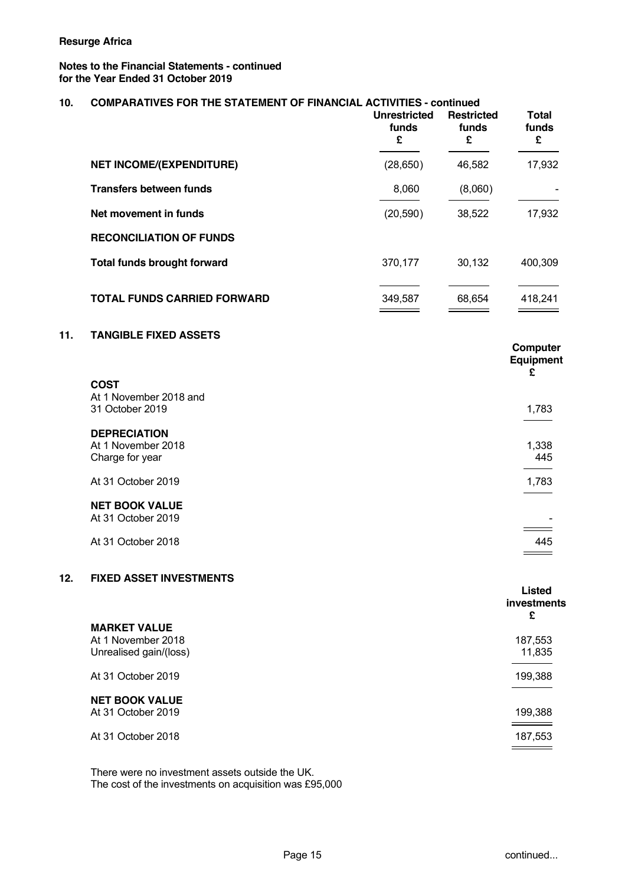**Resurge Africa**

**Notes to the Financial Statements - continued**
**for the Year Ended 31 October 2019**

## 10. COMPARATIVES FOR THE STATEMENT OF FINANCIAL ACTIVITIES - continued

| | Unrestricted funds £ | Restricted funds £ | Total funds £ |
|---|---|---|---|
| **NET INCOME/(EXPENDITURE)** | (28,650) | 46,582 | 17,932 |
| **Transfers between funds** | 8,060 | (8,060) | - |
| **Net movement in funds** | (20,590) | 38,522 | 17,932 |
| **RECONCILIATION OF FUNDS** | | | |
| **Total funds brought forward** | 370,177 | 30,132 | 400,309 |
| **TOTAL FUNDS CARRIED FORWARD** | 349,587 | 68,654 | 418,241 |

## 11. TANGIBLE FIXED ASSETS

| | Computer Equipment £ |
|---|---|
| **COST** | |
| At 1 November 2018 and 31 October 2019 | 1,783 |
| **DEPRECIATION** | |
| At 1 November 2018 | 1,338 |
| Charge for year | 445 |
| At 31 October 2019 | 1,783 |
| **NET BOOK VALUE** | |
| At 31 October 2019 | - |
| At 31 October 2018 | 445 |

## 12. FIXED ASSET INVESTMENTS

| | Listed investments £ |
|---|---|
| **MARKET VALUE** | |
| At 1 November 2018 | 187,553 |
| Unrealised gain/(loss) | 11,835 |
| At 31 October 2019 | 199,388 |
| **NET BOOK VALUE** | |
| At 31 October 2019 | 199,388 |
| At 31 October 2018 | 187,553 |

There were no investment assets outside the UK.
The cost of the investments on acquisition was £95,000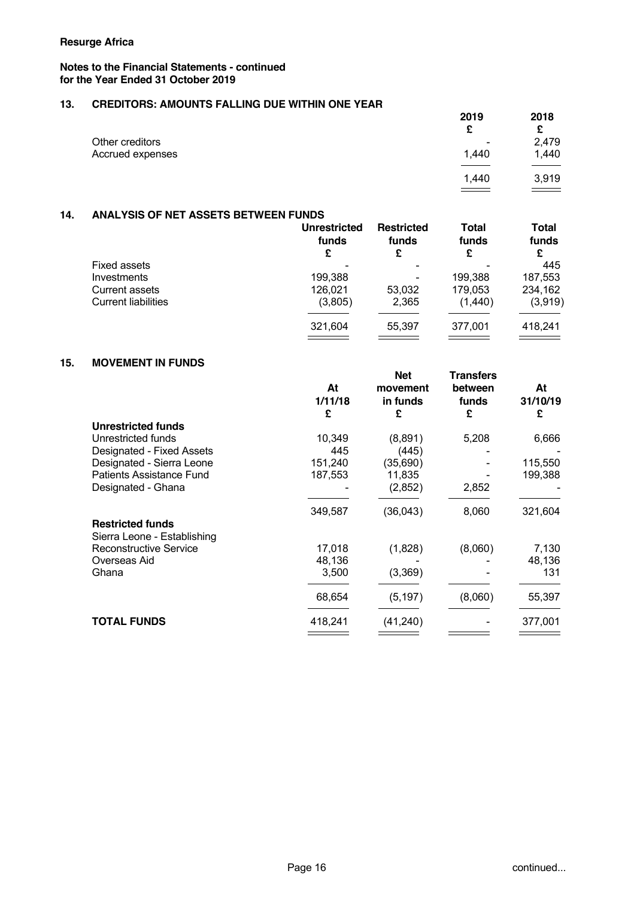**Resurge Africa**

**Notes to the Financial Statements - continued**
**for the Year Ended 31 October 2019**

## 13. CREDITORS: AMOUNTS FALLING DUE WITHIN ONE YEAR

| | 2019 £ | 2018 £ |
|---|---|---|
| Other creditors | - | 2,479 |
| Accrued expenses | 1,440 | 1,440 |
| | 1,440 | 3,919 |

## 14. ANALYSIS OF NET ASSETS BETWEEN FUNDS

| | Unrestricted funds £ | Restricted funds £ | Total funds £ | Total funds £ |
|---|---|---|---|---|
| Fixed assets | - | - | - | 445 |
| Investments | 199,388 | - | 199,388 | 187,553 |
| Current assets | 126,021 | 53,032 | 179,053 | 234,162 |
| Current liabilities | (3,805) | 2,365 | (1,440) | (3,919) |
| | 321,604 | 55,397 | 377,001 | 418,241 |

## 15. MOVEMENT IN FUNDS

| | At 1/11/18 £ | Net movement in funds £ | Transfers between funds £ | At 31/10/19 £ |
|---|---|---|---|---|
| **Unrestricted funds** | | | | |
| Unrestricted funds | 10,349 | (8,891) | 5,208 | 6,666 |
| Designated - Fixed Assets | 445 | (445) | - | - |
| Designated - Sierra Leone | 151,240 | (35,690) | - | 115,550 |
| Patients Assistance Fund | 187,553 | 11,835 | - | 199,388 |
| Designated - Ghana | - | (2,852) | 2,852 | - |
| | 349,587 | (36,043) | 8,060 | 321,604 |
| **Restricted funds** | | | | |
| Sierra Leone - Establishing Reconstructive Service | 17,018 | (1,828) | (8,060) | 7,130 |
| Overseas Aid | 48,136 | - | - | 48,136 |
| Ghana | 3,500 | (3,369) | - | 131 |
| | 68,654 | (5,197) | (8,060) | 55,397 |
| **TOTAL FUNDS** | 418,241 | (41,240) | - | 377,001 |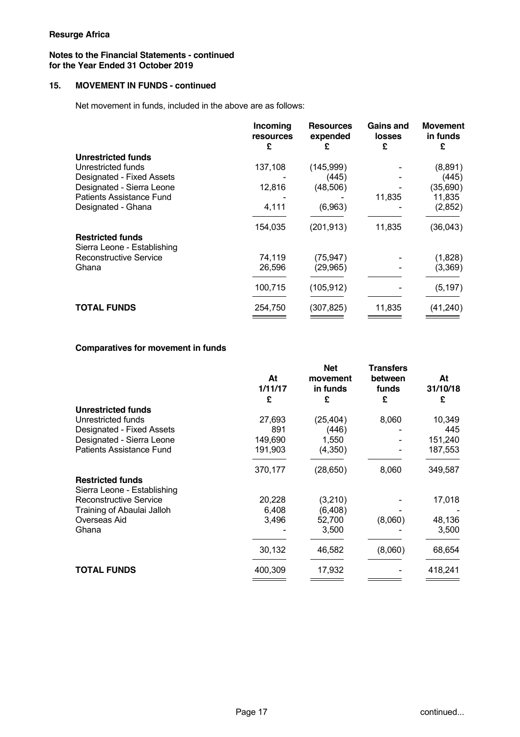**Resurge Africa**

**Notes to the Financial Statements - continued**
**for the Year Ended 31 October 2019**

## 15. MOVEMENT IN FUNDS - continued

Net movement in funds, included in the above are as follows:

| | Incoming resources £ | Resources expended £ | Gains and losses £ | Movement in funds £ |
|---|---|---|---|---|
| **Unrestricted funds** | | | | |
| Unrestricted funds | 137,108 | (145,999) | - | (8,891) |
| Designated - Fixed Assets | - | (445) | - | (445) |
| Designated - Sierra Leone | 12,816 | (48,506) | - | (35,690) |
| Patients Assistance Fund | - | - | 11,835 | 11,835 |
| Designated - Ghana | 4,111 | (6,963) | - | (2,852) |
| | 154,035 | (201,913) | 11,835 | (36,043) |
| **Restricted funds** | | | | |
| Sierra Leone - Establishing Reconstructive Service | 74,119 | (75,947) | - | (1,828) |
| Ghana | 26,596 | (29,965) | - | (3,369) |
| | 100,715 | (105,912) | - | (5,197) |
| **TOTAL FUNDS** | 254,750 | (307,825) | 11,835 | (41,240) |

### Comparatives for movement in funds

| | At 1/11/17 £ | Net movement in funds £ | Transfers between funds £ | At 31/10/18 £ |
|---|---|---|---|---|
| **Unrestricted funds** | | | | |
| Unrestricted funds | 27,693 | (25,404) | 8,060 | 10,349 |
| Designated - Fixed Assets | 891 | (446) | - | 445 |
| Designated - Sierra Leone | 149,690 | 1,550 | - | 151,240 |
| Patients Assistance Fund | 191,903 | (4,350) | - | 187,553 |
| | 370,177 | (28,650) | 8,060 | 349,587 |
| **Restricted funds** | | | | |
| Sierra Leone - Establishing Reconstructive Service | 20,228 | (3,210) | - | 17,018 |
| Training of Abaulai Jalloh | 6,408 | (6,408) | - | - |
| Overseas Aid | 3,496 | 52,700 | (8,060) | 48,136 |
| Ghana | - | 3,500 | - | 3,500 |
| | 30,132 | 46,582 | (8,060) | 68,654 |
| **TOTAL FUNDS** | 400,309 | 17,932 | - | 418,241 |

continued...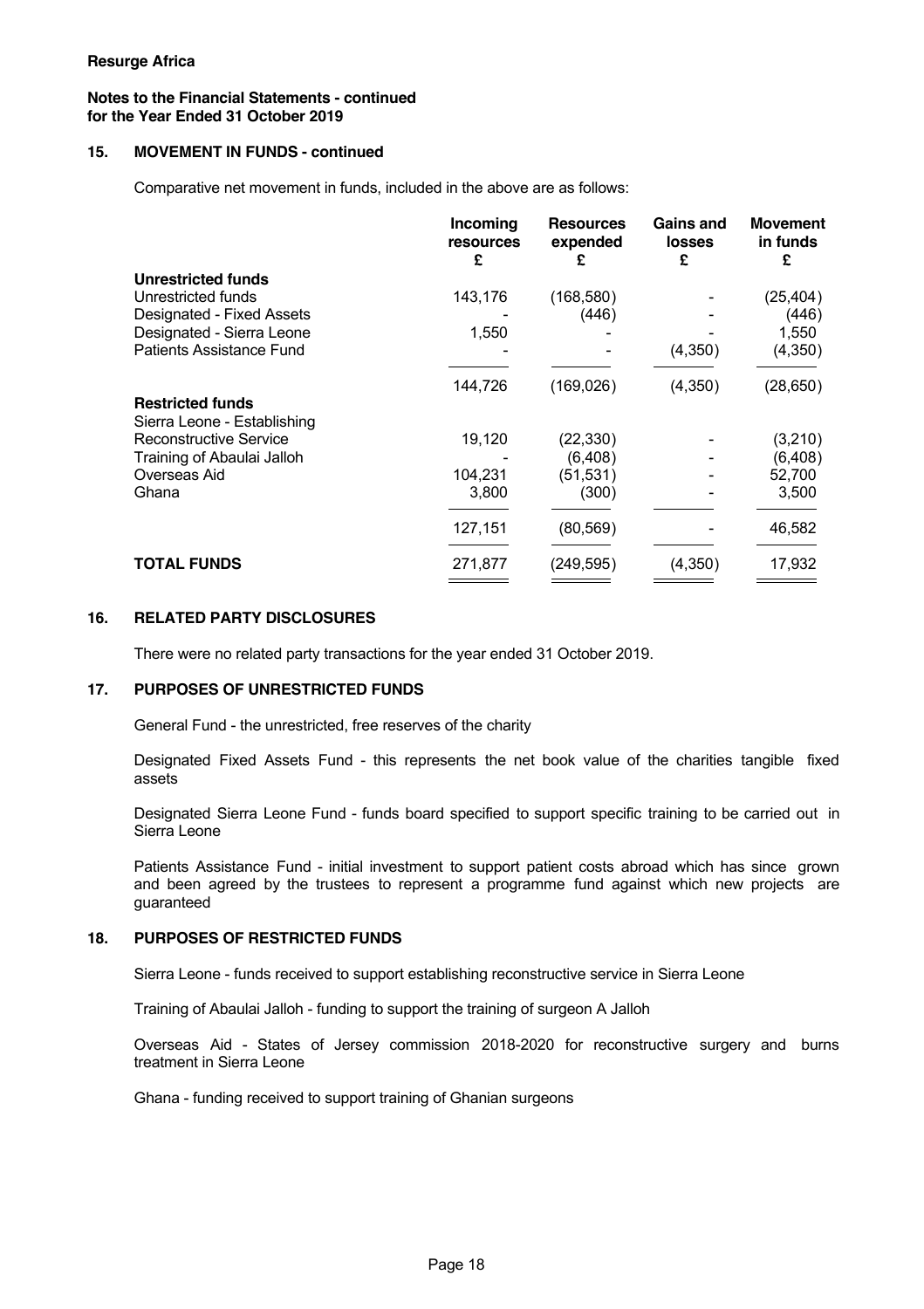**Resurge Africa**

**Notes to the Financial Statements - continued**
**for the Year Ended 31 October 2019**

### 15. MOVEMENT IN FUNDS - continued

Comparative net movement in funds, included in the above are as follows:

| | Incoming resources £ | Resources expended £ | Gains and losses £ | Movement in funds £ |
|---|---|---|---|---|
| **Unrestricted funds** | | | | |
| Unrestricted funds | 143,176 | (168,580) | - | (25,404) |
| Designated - Fixed Assets | - | (446) | - | (446) |
| Designated - Sierra Leone | 1,550 | - | - | 1,550 |
| Patients Assistance Fund | - | - | (4,350) | (4,350) |
| | 144,726 | (169,026) | (4,350) | (28,650) |
| **Restricted funds** | | | | |
| Sierra Leone - Establishing Reconstructive Service | 19,120 | (22,330) | - | (3,210) |
| Training of Abaulai Jalloh | - | (6,408) | - | (6,408) |
| Overseas Aid | 104,231 | (51,531) | - | 52,700 |
| Ghana | 3,800 | (300) | - | 3,500 |
| | 127,151 | (80,569) | - | 46,582 |
| **TOTAL FUNDS** | 271,877 | (249,595) | (4,350) | 17,932 |

### 16. RELATED PARTY DISCLOSURES

There were no related party transactions for the year ended 31 October 2019.

### 17. PURPOSES OF UNRESTRICTED FUNDS

General Fund - the unrestricted, free reserves of the charity

Designated Fixed Assets Fund - this represents the net book value of the charities tangible fixed assets

Designated Sierra Leone Fund - funds board specified to support specific training to be carried out in Sierra Leone

Patients Assistance Fund - initial investment to support patient costs abroad which has since grown and been agreed by the trustees to represent a programme fund against which new projects are guaranteed

### 18. PURPOSES OF RESTRICTED FUNDS

Sierra Leone - funds received to support establishing reconstructive service in Sierra Leone

Training of Abaulai Jalloh - funding to support the training of surgeon A Jalloh

Overseas Aid - States of Jersey commission 2018-2020 for reconstructive surgery and burns treatment in Sierra Leone

Ghana - funding received to support training of Ghanian surgeons